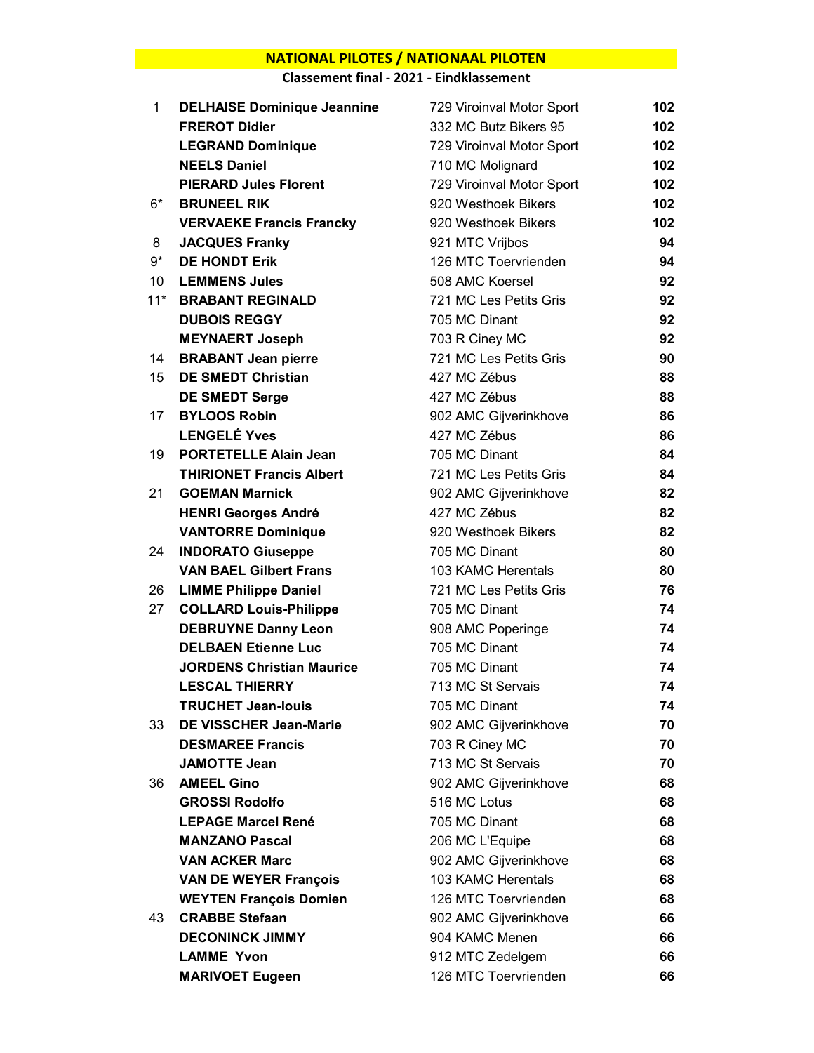# NATIONAL PILOTES / NATIONAAL PILOTEN

## Classement final - 2021 - Eindklassement

| | | | |
|---|---|---|---|
| 1 | **DELHAISE Dominique Jeannine** | 729 Viroinval Motor Sport | **102** |
| | **FREROT Didier** | 332 MC Butz Bikers 95 | **102** |
| | **LEGRAND Dominique** | 729 Viroinval Motor Sport | **102** |
| | **NEELS Daniel** | 710 MC Molignard | **102** |
| | **PIERARD Jules Florent** | 729 Viroinval Motor Sport | **102** |
| 6* | **BRUNEEL RIK** | 920 Westhoek Bikers | **102** |
| | **VERVAEKE Francis Francky** | 920 Westhoek Bikers | **102** |
| 8 | **JACQUES Franky** | 921 MTC Vrijbos | **94** |
| 9* | **DE HONDT Erik** | 126 MTC Toervrienden | **94** |
| 10 | **LEMMENS Jules** | 508 AMC Koersel | **92** |
| 11* | **BRABANT REGINALD** | 721 MC Les Petits Gris | **92** |
| | **DUBOIS REGGY** | 705 MC Dinant | **92** |
| | **MEYNAERT Joseph** | 703 R Ciney MC | **92** |
| 14 | **BRABANT Jean pierre** | 721 MC Les Petits Gris | **90** |
| 15 | **DE SMEDT Christian** | 427 MC Zébus | **88** |
| | **DE SMEDT Serge** | 427 MC Zébus | **88** |
| 17 | **BYLOOS Robin** | 902 AMC Gijverinkhove | **86** |
| | **LENGELÉ Yves** | 427 MC Zébus | **86** |
| 19 | **PORTETELLE Alain Jean** | 705 MC Dinant | **84** |
| | **THIRIONET Francis Albert** | 721 MC Les Petits Gris | **84** |
| 21 | **GOEMAN Marnick** | 902 AMC Gijverinkhove | **82** |
| | **HENRI Georges André** | 427 MC Zébus | **82** |
| | **VANTORRE Dominique** | 920 Westhoek Bikers | **82** |
| 24 | **INDORATO Giuseppe** | 705 MC Dinant | **80** |
| | **VAN BAEL Gilbert Frans** | 103 KAMC Herentals | **80** |
| 26 | **LIMME Philippe Daniel** | 721 MC Les Petits Gris | **76** |
| 27 | **COLLARD Louis-Philippe** | 705 MC Dinant | **74** |
| | **DEBRUYNE Danny Leon** | 908 AMC Poperinge | **74** |
| | **DELBAEN Etienne Luc** | 705 MC Dinant | **74** |
| | **JORDENS Christian Maurice** | 705 MC Dinant | **74** |
| | **LESCAL THIERRY** | 713 MC St Servais | **74** |
| | **TRUCHET Jean-louis** | 705 MC Dinant | **74** |
| 33 | **DE VISSCHER Jean-Marie** | 902 AMC Gijverinkhove | **70** |
| | **DESMAREE Francis** | 703 R Ciney MC | **70** |
| | **JAMOTTE Jean** | 713 MC St Servais | **70** |
| 36 | **AMEEL Gino** | 902 AMC Gijverinkhove | **68** |
| | **GROSSI Rodolfo** | 516 MC Lotus | **68** |
| | **LEPAGE Marcel René** | 705 MC Dinant | **68** |
| | **MANZANO Pascal** | 206 MC L'Equipe | **68** |
| | **VAN ACKER Marc** | 902 AMC Gijverinkhove | **68** |
| | **VAN DE WEYER François** | 103 KAMC Herentals | **68** |
| | **WEYTEN François Domien** | 126 MTC Toervrienden | **68** |
| 43 | **CRABBE Stefaan** | 902 AMC Gijverinkhove | **66** |
| | **DECONINCK JIMMY** | 904 KAMC Menen | **66** |
| | **LAMME Yvon** | 912 MTC Zedelgem | **66** |
| | **MARIVOET Eugeen** | 126 MTC Toervrienden | **66** |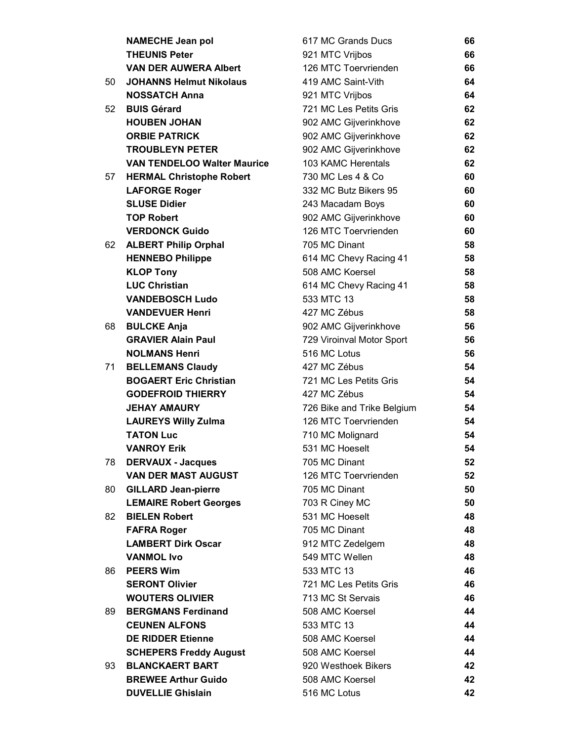| | | | |
|---|---|---|---|
| | **NAMECHE Jean pol** | 617 MC Grands Ducs | **66** |
| | **THEUNIS Peter** | 921 MTC Vrijbos | **66** |
| | **VAN DER AUWERA Albert** | 126 MTC Toervrienden | **66** |
| 50 | **JOHANNS Helmut Nikolaus** | 419 AMC Saint-Vith | **64** |
| | **NOSSATCH Anna** | 921 MTC Vrijbos | **64** |
| 52 | **BUIS Gérard** | 721 MC Les Petits Gris | **62** |
| | **HOUBEN JOHAN** | 902 AMC Gijverinkhove | **62** |
| | **ORBIE PATRICK** | 902 AMC Gijverinkhove | **62** |
| | **TROUBLEYN PETER** | 902 AMC Gijverinkhove | **62** |
| | **VAN TENDELOO Walter Maurice** | 103 KAMC Herentals | **62** |
| 57 | **HERMAL Christophe Robert** | 730 MC Les 4 & Co | **60** |
| | **LAFORGE Roger** | 332 MC Butz Bikers 95 | **60** |
| | **SLUSE Didier** | 243 Macadam Boys | **60** |
| | **TOP Robert** | 902 AMC Gijverinkhove | **60** |
| | **VERDONCK Guido** | 126 MTC Toervrienden | **60** |
| 62 | **ALBERT Philip Orphal** | 705 MC Dinant | **58** |
| | **HENNEBO Philippe** | 614 MC Chevy Racing 41 | **58** |
| | **KLOP Tony** | 508 AMC Koersel | **58** |
| | **LUC Christian** | 614 MC Chevy Racing 41 | **58** |
| | **VANDEBOSCH Ludo** | 533 MTC 13 | **58** |
| | **VANDEVUER Henri** | 427 MC Zébus | **58** |
| 68 | **BULCKE Anja** | 902 AMC Gijverinkhove | **56** |
| | **GRAVIER Alain Paul** | 729 Viroinval Motor Sport | **56** |
| | **NOLMANS Henri** | 516 MC Lotus | **56** |
| 71 | **BELLEMANS Claudy** | 427 MC Zébus | **54** |
| | **BOGAERT Eric Christian** | 721 MC Les Petits Gris | **54** |
| | **GODEFROID THIERRY** | 427 MC Zébus | **54** |
| | **JEHAY AMAURY** | 726 Bike and Trike Belgium | **54** |
| | **LAUREYS Willy Zulma** | 126 MTC Toervrienden | **54** |
| | **TATON Luc** | 710 MC Molignard | **54** |
| | **VANROY Erik** | 531 MC Hoeselt | **54** |
| 78 | **DERVAUX - Jacques** | 705 MC Dinant | **52** |
| | **VAN DER MAST AUGUST** | 126 MTC Toervrienden | **52** |
| 80 | **GILLARD Jean-pierre** | 705 MC Dinant | **50** |
| | **LEMAIRE Robert Georges** | 703 R Ciney MC | **50** |
| 82 | **BIELEN Robert** | 531 MC Hoeselt | **48** |
| | **FAFRA Roger** | 705 MC Dinant | **48** |
| | **LAMBERT Dirk Oscar** | 912 MTC Zedelgem | **48** |
| | **VANMOL Ivo** | 549 MTC Wellen | **48** |
| 86 | **PEERS Wim** | 533 MTC 13 | **46** |
| | **SERONT Olivier** | 721 MC Les Petits Gris | **46** |
| | **WOUTERS OLIVIER** | 713 MC St Servais | **46** |
| 89 | **BERGMANS Ferdinand** | 508 AMC Koersel | **44** |
| | **CEUNEN ALFONS** | 533 MTC 13 | **44** |
| | **DE RIDDER Etienne** | 508 AMC Koersel | **44** |
| | **SCHEPERS Freddy August** | 508 AMC Koersel | **44** |
| 93 | **BLANCKAERT BART** | 920 Westhoek Bikers | **42** |
| | **BREWEE Arthur Guido** | 508 AMC Koersel | **42** |
| | **DUVELLIE Ghislain** | 516 MC Lotus | **42** |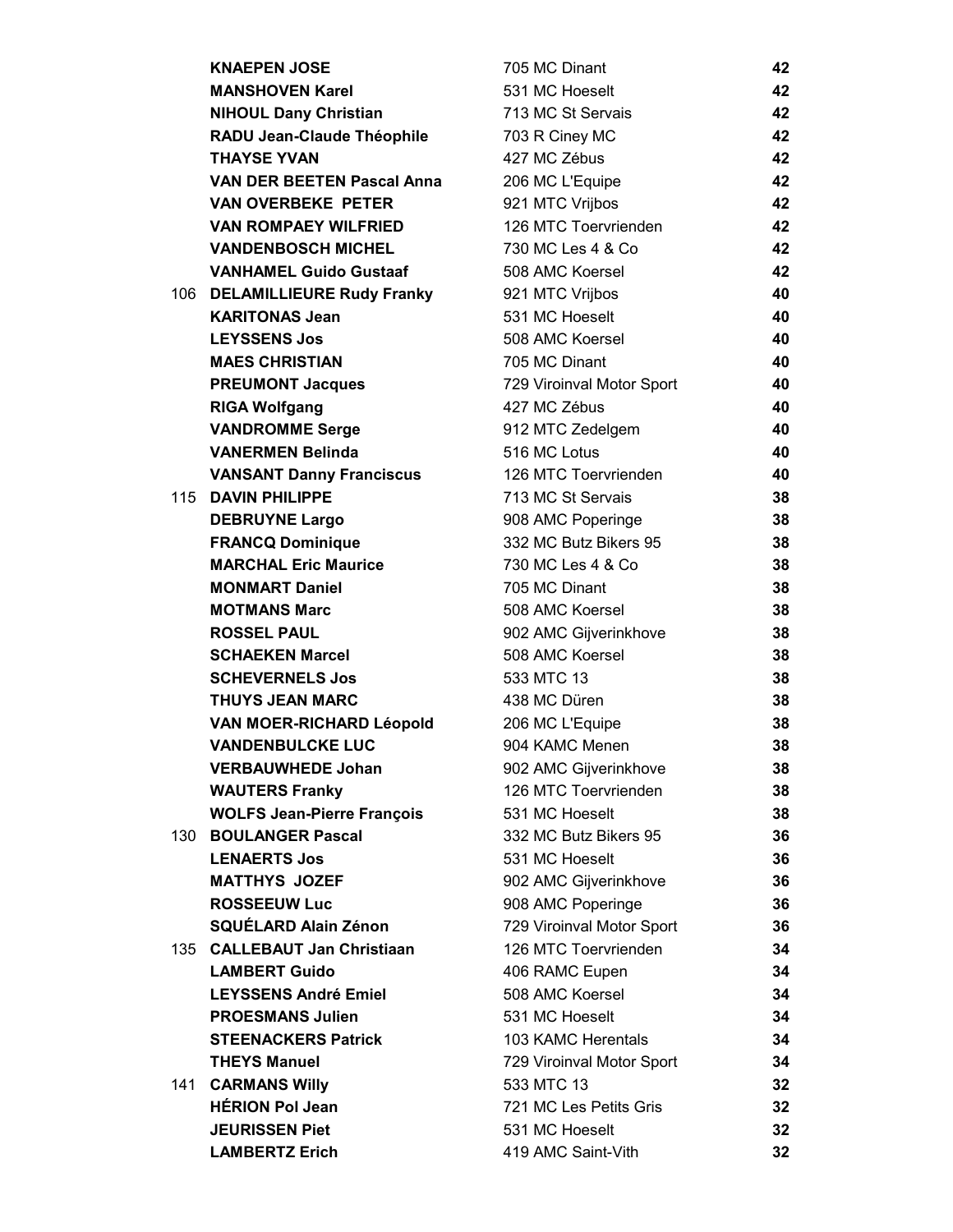| | | | |
|---|---|---|---|
| | **KNAEPEN JOSE** | 705 MC Dinant | **42** |
| | **MANSHOVEN Karel** | 531 MC Hoeselt | **42** |
| | **NIHOUL Dany Christian** | 713 MC St Servais | **42** |
| | **RADU Jean-Claude Théophile** | 703 R Ciney MC | **42** |
| | **THAYSE YVAN** | 427 MC Zébus | **42** |
| | **VAN DER BEETEN Pascal Anna** | 206 MC L'Equipe | **42** |
| | **VAN OVERBEKE PETER** | 921 MTC Vrijbos | **42** |
| | **VAN ROMPAEY WILFRIED** | 126 MTC Toervrienden | **42** |
| | **VANDENBOSCH MICHEL** | 730 MC Les 4 & Co | **42** |
| | **VANHAMEL Guido Gustaaf** | 508 AMC Koersel | **42** |
| 106 | **DELAMILLIEURE Rudy Franky** | 921 MTC Vrijbos | **40** |
| | **KARITONAS Jean** | 531 MC Hoeselt | **40** |
| | **LEYSSENS Jos** | 508 AMC Koersel | **40** |
| | **MAES CHRISTIAN** | 705 MC Dinant | **40** |
| | **PREUMONT Jacques** | 729 Viroinval Motor Sport | **40** |
| | **RIGA Wolfgang** | 427 MC Zébus | **40** |
| | **VANDROMME Serge** | 912 MTC Zedelgem | **40** |
| | **VANERMEN Belinda** | 516 MC Lotus | **40** |
| | **VANSANT Danny Franciscus** | 126 MTC Toervrienden | **40** |
| 115 | **DAVIN PHILIPPE** | 713 MC St Servais | **38** |
| | **DEBRUYNE Largo** | 908 AMC Poperinge | **38** |
| | **FRANCQ Dominique** | 332 MC Butz Bikers 95 | **38** |
| | **MARCHAL Eric Maurice** | 730 MC Les 4 & Co | **38** |
| | **MONMART Daniel** | 705 MC Dinant | **38** |
| | **MOTMANS Marc** | 508 AMC Koersel | **38** |
| | **ROSSEL PAUL** | 902 AMC Gijverinkhove | **38** |
| | **SCHAEKEN Marcel** | 508 AMC Koersel | **38** |
| | **SCHEVERNELS Jos** | 533 MTC 13 | **38** |
| | **THUYS JEAN MARC** | 438 MC Düren | **38** |
| | **VAN MOER-RICHARD Léopold** | 206 MC L'Equipe | **38** |
| | **VANDENBULCKE LUC** | 904 KAMC Menen | **38** |
| | **VERBAUWHEDE Johan** | 902 AMC Gijverinkhove | **38** |
| | **WAUTERS Franky** | 126 MTC Toervrienden | **38** |
| | **WOLFS Jean-Pierre François** | 531 MC Hoeselt | **38** |
| 130 | **BOULANGER Pascal** | 332 MC Butz Bikers 95 | **36** |
| | **LENAERTS Jos** | 531 MC Hoeselt | **36** |
| | **MATTHYS JOZEF** | 902 AMC Gijverinkhove | **36** |
| | **ROSSEEUW Luc** | 908 AMC Poperinge | **36** |
| | **SQUÉLARD Alain Zénon** | 729 Viroinval Motor Sport | **36** |
| 135 | **CALLEBAUT Jan Christiaan** | 126 MTC Toervrienden | **34** |
| | **LAMBERT Guido** | 406 RAMC Eupen | **34** |
| | **LEYSSENS André Emiel** | 508 AMC Koersel | **34** |
| | **PROESMANS Julien** | 531 MC Hoeselt | **34** |
| | **STEENACKERS Patrick** | 103 KAMC Herentals | **34** |
| | **THEYS Manuel** | 729 Viroinval Motor Sport | **34** |
| 141 | **CARMANS Willy** | 533 MTC 13 | **32** |
| | **HÉRION Pol Jean** | 721 MC Les Petits Gris | **32** |
| | **JEURISSEN Piet** | 531 MC Hoeselt | **32** |
| | **LAMBERTZ Erich** | 419 AMC Saint-Vith | **32** |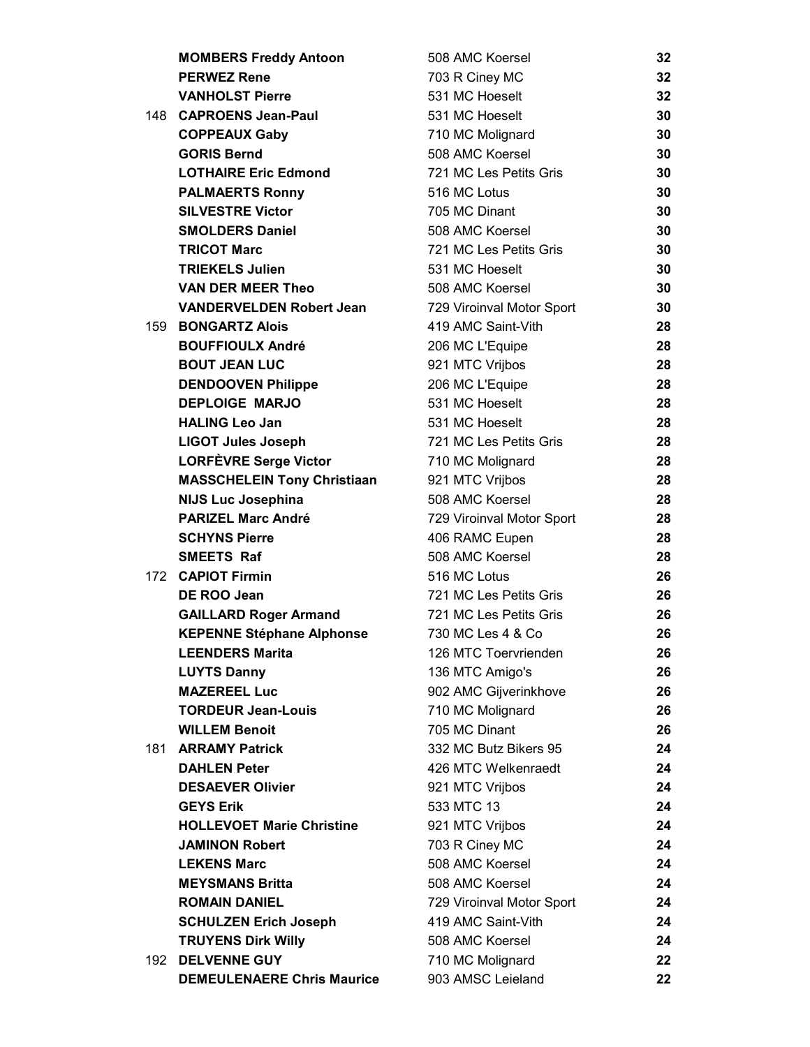| | | | |
|---|---|---|---|
| | **MOMBERS Freddy Antoon** | 508 AMC Koersel | **32** |
| | **PERWEZ Rene** | 703 R Ciney MC | **32** |
| | **VANHOLST Pierre** | 531 MC Hoeselt | **32** |
| 148 | **CAPROENS Jean-Paul** | 531 MC Hoeselt | **30** |
| | **COPPEAUX Gaby** | 710 MC Molignard | **30** |
| | **GORIS Bernd** | 508 AMC Koersel | **30** |
| | **LOTHAIRE Eric Edmond** | 721 MC Les Petits Gris | **30** |
| | **PALMAERTS Ronny** | 516 MC Lotus | **30** |
| | **SILVESTRE Victor** | 705 MC Dinant | **30** |
| | **SMOLDERS Daniel** | 508 AMC Koersel | **30** |
| | **TRICOT Marc** | 721 MC Les Petits Gris | **30** |
| | **TRIEKELS Julien** | 531 MC Hoeselt | **30** |
| | **VAN DER MEER Theo** | 508 AMC Koersel | **30** |
| | **VANDERVELDEN Robert Jean** | 729 Viroinval Motor Sport | **30** |
| 159 | **BONGARTZ Alois** | 419 AMC Saint-Vith | **28** |
| | **BOUFFIOULX André** | 206 MC L'Equipe | **28** |
| | **BOUT JEAN LUC** | 921 MTC Vrijbos | **28** |
| | **DENDOOVEN Philippe** | 206 MC L'Equipe | **28** |
| | **DEPLOIGE MARJO** | 531 MC Hoeselt | **28** |
| | **HALING Leo Jan** | 531 MC Hoeselt | **28** |
| | **LIGOT Jules Joseph** | 721 MC Les Petits Gris | **28** |
| | **LORFÈVRE Serge Victor** | 710 MC Molignard | **28** |
| | **MASSCHELEIN Tony Christiaan** | 921 MTC Vrijbos | **28** |
| | **NIJS Luc Josephina** | 508 AMC Koersel | **28** |
| | **PARIZEL Marc André** | 729 Viroinval Motor Sport | **28** |
| | **SCHYNS Pierre** | 406 RAMC Eupen | **28** |
| | **SMEETS Raf** | 508 AMC Koersel | **28** |
| 172 | **CAPIOT Firmin** | 516 MC Lotus | **26** |
| | **DE ROO Jean** | 721 MC Les Petits Gris | **26** |
| | **GAILLARD Roger Armand** | 721 MC Les Petits Gris | **26** |
| | **KEPENNE Stéphane Alphonse** | 730 MC Les 4 & Co | **26** |
| | **LEENDERS Marita** | 126 MTC Toervrienden | **26** |
| | **LUYTS Danny** | 136 MTC Amigo's | **26** |
| | **MAZEREEL Luc** | 902 AMC Gijverinkhove | **26** |
| | **TORDEUR Jean-Louis** | 710 MC Molignard | **26** |
| | **WILLEM Benoit** | 705 MC Dinant | **26** |
| 181 | **ARRAMY Patrick** | 332 MC Butz Bikers 95 | **24** |
| | **DAHLEN Peter** | 426 MTC Welkenraedt | **24** |
| | **DESAEVER Olivier** | 921 MTC Vrijbos | **24** |
| | **GEYS Erik** | 533 MTC 13 | **24** |
| | **HOLLEVOET Marie Christine** | 921 MTC Vrijbos | **24** |
| | **JAMINON Robert** | 703 R Ciney MC | **24** |
| | **LEKENS Marc** | 508 AMC Koersel | **24** |
| | **MEYSMANS Britta** | 508 AMC Koersel | **24** |
| | **ROMAIN DANIEL** | 729 Viroinval Motor Sport | **24** |
| | **SCHULZEN Erich Joseph** | 419 AMC Saint-Vith | **24** |
| | **TRUYENS Dirk Willy** | 508 AMC Koersel | **24** |
| 192 | **DELVENNE GUY** | 710 MC Molignard | **22** |
| | **DEMEULENAERE Chris Maurice** | 903 AMSC Leieland | **22** |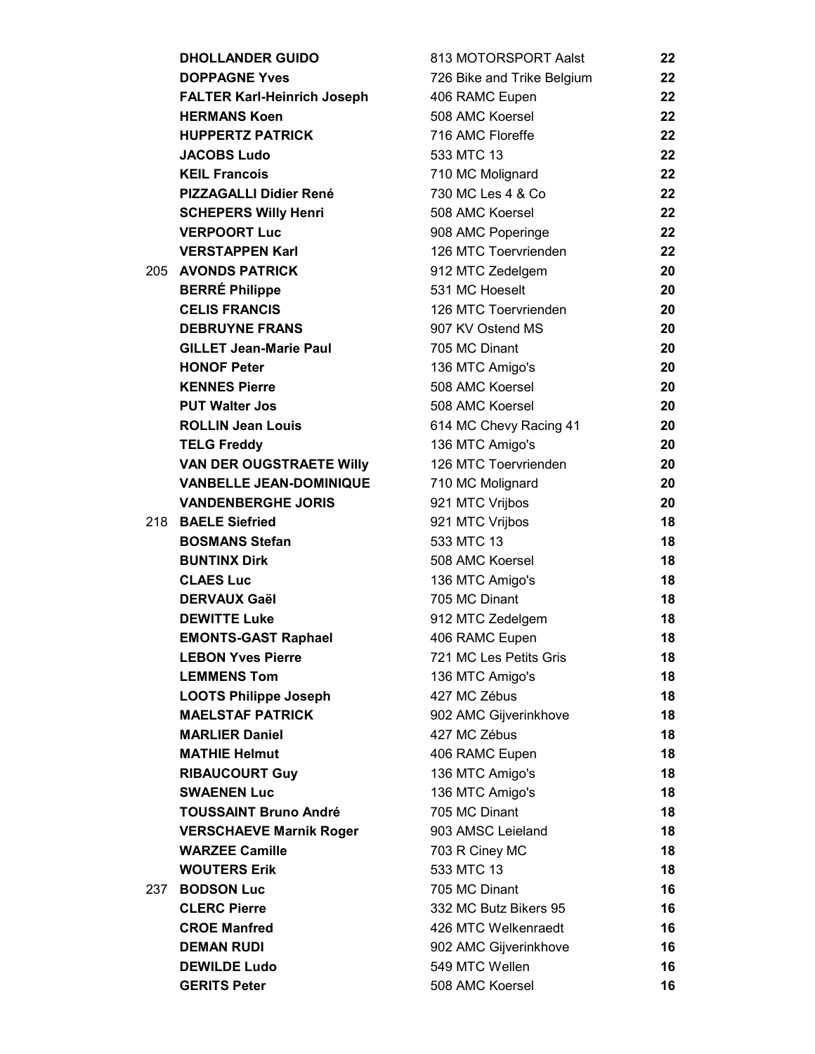| Rank | Name | Club | Points |
|---|---|---|---|
| | **DHOLLANDER GUIDO** | 813 MOTORSPORT Aalst | **22** |
| | **DOPPAGNE Yves** | 726 Bike and Trike Belgium | **22** |
| | **FALTER Karl-Heinrich Joseph** | 406 RAMC Eupen | **22** |
| | **HERMANS Koen** | 508 AMC Koersel | **22** |
| | **HUPPERTZ PATRICK** | 716 AMC Floreffe | **22** |
| | **JACOBS Ludo** | 533 MTC 13 | **22** |
| | **KEIL Francois** | 710 MC Molignard | **22** |
| | **PIZZAGALLI Didier René** | 730 MC Les 4 & Co | **22** |
| | **SCHEPERS Willy Henri** | 508 AMC Koersel | **22** |
| | **VERPOORT Luc** | 908 AMC Poperinge | **22** |
| | **VERSTAPPEN Karl** | 126 MTC Toervrienden | **22** |
| 205 | **AVONDS PATRICK** | 912 MTC Zedelgem | **20** |
| | **BERRÉ Philippe** | 531 MC Hoeselt | **20** |
| | **CELIS FRANCIS** | 126 MTC Toervrienden | **20** |
| | **DEBRUYNE FRANS** | 907 KV Ostend MS | **20** |
| | **GILLET Jean-Marie Paul** | 705 MC Dinant | **20** |
| | **HONOF Peter** | 136 MTC Amigo's | **20** |
| | **KENNES Pierre** | 508 AMC Koersel | **20** |
| | **PUT Walter Jos** | 508 AMC Koersel | **20** |
| | **ROLLIN Jean Louis** | 614 MC Chevy Racing 41 | **20** |
| | **TELG Freddy** | 136 MTC Amigo's | **20** |
| | **VAN DER OUGSTRAETE Willy** | 126 MTC Toervrienden | **20** |
| | **VANBELLE JEAN-DOMINIQUE** | 710 MC Molignard | **20** |
| | **VANDENBERGHE JORIS** | 921 MTC Vrijbos | **20** |
| 218 | **BAELE Siefried** | 921 MTC Vrijbos | **18** |
| | **BOSMANS Stefan** | 533 MTC 13 | **18** |
| | **BUNTINX Dirk** | 508 AMC Koersel | **18** |
| | **CLAES Luc** | 136 MTC Amigo's | **18** |
| | **DERVAUX Gaël** | 705 MC Dinant | **18** |
| | **DEWITTE Luke** | 912 MTC Zedelgem | **18** |
| | **EMONTS-GAST Raphael** | 406 RAMC Eupen | **18** |
| | **LEBON Yves Pierre** | 721 MC Les Petits Gris | **18** |
| | **LEMMENS Tom** | 136 MTC Amigo's | **18** |
| | **LOOTS Philippe Joseph** | 427 MC Zébus | **18** |
| | **MAELSTAF PATRICK** | 902 AMC Gijverinkhove | **18** |
| | **MARLIER Daniel** | 427 MC Zébus | **18** |
| | **MATHIE Helmut** | 406 RAMC Eupen | **18** |
| | **RIBAUCOURT Guy** | 136 MTC Amigo's | **18** |
| | **SWAENEN Luc** | 136 MTC Amigo's | **18** |
| | **TOUSSAINT Bruno André** | 705 MC Dinant | **18** |
| | **VERSCHAEVE Marnik Roger** | 903 AMSC Leieland | **18** |
| | **WARZEE Camille** | 703 R Ciney MC | **18** |
| | **WOUTERS Erik** | 533 MTC 13 | **18** |
| 237 | **BODSON Luc** | 705 MC Dinant | **16** |
| | **CLERC Pierre** | 332 MC Butz Bikers 95 | **16** |
| | **CROE Manfred** | 426 MTC Welkenraedt | **16** |
| | **DEMAN RUDI** | 902 AMC Gijverinkhove | **16** |
| | **DEWILDE Ludo** | 549 MTC Wellen | **16** |
| | **GERITS Peter** | 508 AMC Koersel | **16** |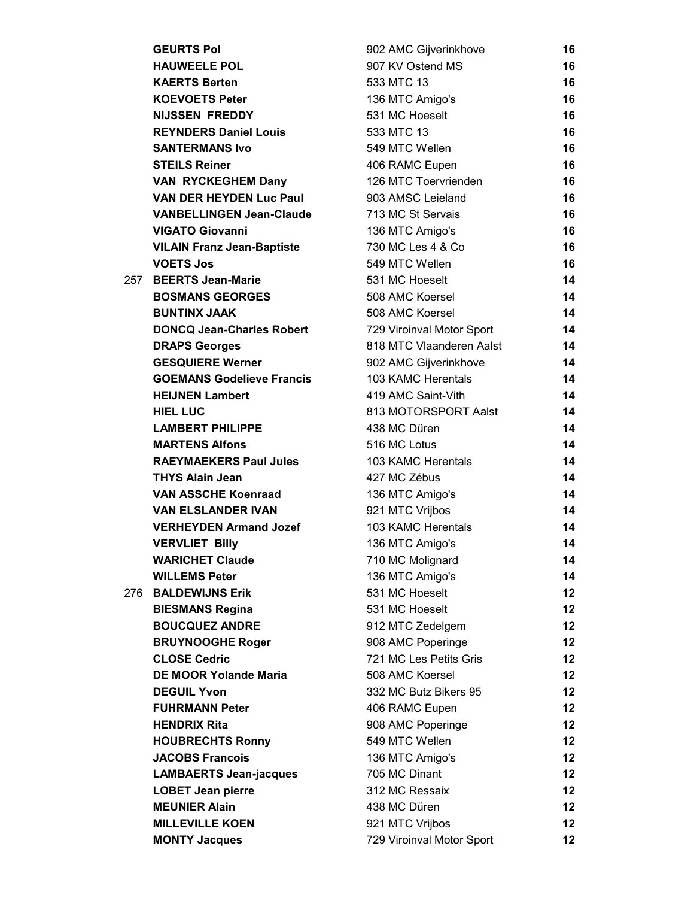| | | | |
|---|---|---|---|
| | **GEURTS Pol** | 902 AMC Gijverinkhove | **16** |
| | **HAUWEELE POL** | 907 KV Ostend MS | **16** |
| | **KAERTS Berten** | 533 MTC 13 | **16** |
| | **KOEVOETS Peter** | 136 MTC Amigo's | **16** |
| | **NIJSSEN FREDDY** | 531 MC Hoeselt | **16** |
| | **REYNDERS Daniel Louis** | 533 MTC 13 | **16** |
| | **SANTERMANS Ivo** | 549 MTC Wellen | **16** |
| | **STEILS Reiner** | 406 RAMC Eupen | **16** |
| | **VAN RYCKEGHEM Dany** | 126 MTC Toervrienden | **16** |
| | **VAN DER HEYDEN Luc Paul** | 903 AMSC Leieland | **16** |
| | **VANBELLINGEN Jean-Claude** | 713 MC St Servais | **16** |
| | **VIGATO Giovanni** | 136 MTC Amigo's | **16** |
| | **VILAIN Franz Jean-Baptiste** | 730 MC Les 4 & Co | **16** |
| | **VOETS Jos** | 549 MTC Wellen | **16** |
| 257 | **BEERTS Jean-Marie** | 531 MC Hoeselt | **14** |
| | **BOSMANS GEORGES** | 508 AMC Koersel | **14** |
| | **BUNTINX JAAK** | 508 AMC Koersel | **14** |
| | **DONCQ Jean-Charles Robert** | 729 Viroinval Motor Sport | **14** |
| | **DRAPS Georges** | 818 MTC Vlaanderen Aalst | **14** |
| | **GESQUIERE Werner** | 902 AMC Gijverinkhove | **14** |
| | **GOEMANS Godelieve Francis** | 103 KAMC Herentals | **14** |
| | **HEIJNEN Lambert** | 419 AMC Saint-Vith | **14** |
| | **HIEL LUC** | 813 MOTORSPORT Aalst | **14** |
| | **LAMBERT PHILIPPE** | 438 MC Düren | **14** |
| | **MARTENS Alfons** | 516 MC Lotus | **14** |
| | **RAEYMAEKERS Paul Jules** | 103 KAMC Herentals | **14** |
| | **THYS Alain Jean** | 427 MC Zébus | **14** |
| | **VAN ASSCHE Koenraad** | 136 MTC Amigo's | **14** |
| | **VAN ELSLANDER IVAN** | 921 MTC Vrijbos | **14** |
| | **VERHEYDEN Armand Jozef** | 103 KAMC Herentals | **14** |
| | **VERVLIET Billy** | 136 MTC Amigo's | **14** |
| | **WARICHET Claude** | 710 MC Molignard | **14** |
| | **WILLEMS Peter** | 136 MTC Amigo's | **14** |
| 276 | **BALDEWIJNS Erik** | 531 MC Hoeselt | **12** |
| | **BIESMANS Regina** | 531 MC Hoeselt | **12** |
| | **BOUCQUEZ ANDRE** | 912 MTC Zedelgem | **12** |
| | **BRUYNOOGHE Roger** | 908 AMC Poperinge | **12** |
| | **CLOSE Cedric** | 721 MC Les Petits Gris | **12** |
| | **DE MOOR Yolande Maria** | 508 AMC Koersel | **12** |
| | **DEGUIL Yvon** | 332 MC Butz Bikers 95 | **12** |
| | **FUHRMANN Peter** | 406 RAMC Eupen | **12** |
| | **HENDRIX Rita** | 908 AMC Poperinge | **12** |
| | **HOUBRECHTS Ronny** | 549 MTC Wellen | **12** |
| | **JACOBS Francois** | 136 MTC Amigo's | **12** |
| | **LAMBAERTS Jean-jacques** | 705 MC Dinant | **12** |
| | **LOBET Jean pierre** | 312 MC Ressaix | **12** |
| | **MEUNIER Alain** | 438 MC Düren | **12** |
| | **MILLEVILLE KOEN** | 921 MTC Vrijbos | **12** |
| | **MONTY Jacques** | 729 Viroinval Motor Sport | **12** |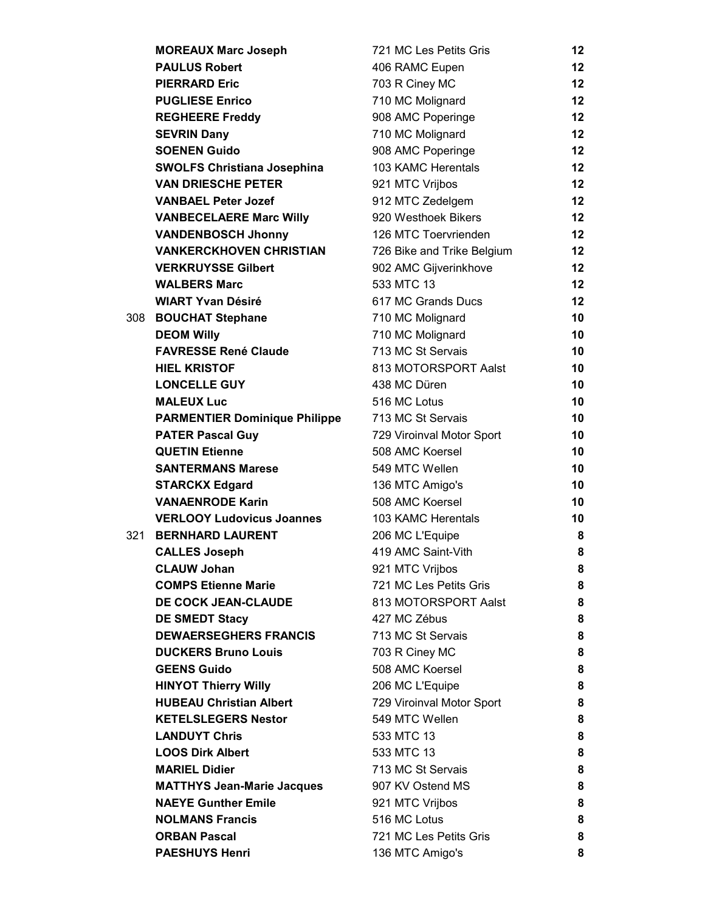| | | | |
|---|---|---|---|
| | **MOREAUX Marc Joseph** | 721 MC Les Petits Gris | **12** |
| | **PAULUS Robert** | 406 RAMC Eupen | **12** |
| | **PIERRARD Eric** | 703 R Ciney MC | **12** |
| | **PUGLIESE Enrico** | 710 MC Molignard | **12** |
| | **REGHEERE Freddy** | 908 AMC Poperinge | **12** |
| | **SEVRIN Dany** | 710 MC Molignard | **12** |
| | **SOENEN Guido** | 908 AMC Poperinge | **12** |
| | **SWOLFS Christiana Josephina** | 103 KAMC Herentals | **12** |
| | **VAN DRIESCHE PETER** | 921 MTC Vrijbos | **12** |
| | **VANBAEL Peter Jozef** | 912 MTC Zedelgem | **12** |
| | **VANBECELAERE Marc Willy** | 920 Westhoek Bikers | **12** |
| | **VANDENBOSCH Jhonny** | 126 MTC Toervrienden | **12** |
| | **VANKERCKHOVEN CHRISTIAN** | 726 Bike and Trike Belgium | **12** |
| | **VERKRUYSSE Gilbert** | 902 AMC Gijverinkhove | **12** |
| | **WALBERS Marc** | 533 MTC 13 | **12** |
| | **WIART Yvan Désiré** | 617 MC Grands Ducs | **12** |
| 308 | **BOUCHAT Stephane** | 710 MC Molignard | **10** |
| | **DEOM Willy** | 710 MC Molignard | **10** |
| | **FAVRESSE René Claude** | 713 MC St Servais | **10** |
| | **HIEL KRISTOF** | 813 MOTORSPORT Aalst | **10** |
| | **LONCELLE GUY** | 438 MC Düren | **10** |
| | **MALEUX Luc** | 516 MC Lotus | **10** |
| | **PARMENTIER Dominique Philippe** | 713 MC St Servais | **10** |
| | **PATER Pascal Guy** | 729 Viroinval Motor Sport | **10** |
| | **QUETIN Etienne** | 508 AMC Koersel | **10** |
| | **SANTERMANS Marese** | 549 MTC Wellen | **10** |
| | **STARCKX Edgard** | 136 MTC Amigo's | **10** |
| | **VANAENRODE Karin** | 508 AMC Koersel | **10** |
| | **VERLOOY Ludovicus Joannes** | 103 KAMC Herentals | **10** |
| 321 | **BERNHARD LAURENT** | 206 MC L'Equipe | **8** |
| | **CALLES Joseph** | 419 AMC Saint-Vith | **8** |
| | **CLAUW Johan** | 921 MTC Vrijbos | **8** |
| | **COMPS Etienne Marie** | 721 MC Les Petits Gris | **8** |
| | **DE COCK JEAN-CLAUDE** | 813 MOTORSPORT Aalst | **8** |
| | **DE SMEDT Stacy** | 427 MC Zébus | **8** |
| | **DEWAERSEGHERS FRANCIS** | 713 MC St Servais | **8** |
| | **DUCKERS Bruno Louis** | 703 R Ciney MC | **8** |
| | **GEENS Guido** | 508 AMC Koersel | **8** |
| | **HINYOT Thierry Willy** | 206 MC L'Equipe | **8** |
| | **HUBEAU Christian Albert** | 729 Viroinval Motor Sport | **8** |
| | **KETELSLEGERS Nestor** | 549 MTC Wellen | **8** |
| | **LANDUYT Chris** | 533 MTC 13 | **8** |
| | **LOOS Dirk Albert** | 533 MTC 13 | **8** |
| | **MARIEL Didier** | 713 MC St Servais | **8** |
| | **MATTHYS Jean-Marie Jacques** | 907 KV Ostend MS | **8** |
| | **NAEYE Gunther Emile** | 921 MTC Vrijbos | **8** |
| | **NOLMANS Francis** | 516 MC Lotus | **8** |
| | **ORBAN Pascal** | 721 MC Les Petits Gris | **8** |
| | **PAESHUYS Henri** | 136 MTC Amigo's | **8** |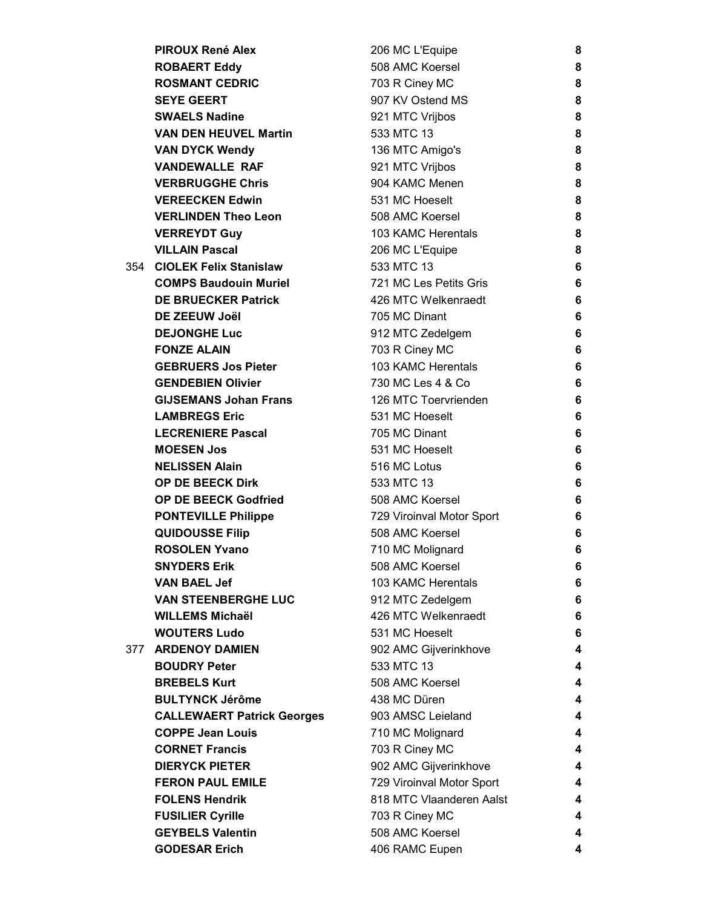| | | | |
|---|---|---|---|
| | **PIROUX René Alex** | 206 MC L'Equipe | **8** |
| | **ROBAERT Eddy** | 508 AMC Koersel | **8** |
| | **ROSMANT CEDRIC** | 703 R Ciney MC | **8** |
| | **SEYE GEERT** | 907 KV Ostend MS | **8** |
| | **SWAELS Nadine** | 921 MTC Vrijbos | **8** |
| | **VAN DEN HEUVEL Martin** | 533 MTC 13 | **8** |
| | **VAN DYCK Wendy** | 136 MTC Amigo's | **8** |
| | **VANDEWALLE RAF** | 921 MTC Vrijbos | **8** |
| | **VERBRUGGHE Chris** | 904 KAMC Menen | **8** |
| | **VEREECKEN Edwin** | 531 MC Hoeselt | **8** |
| | **VERLINDEN Theo Leon** | 508 AMC Koersel | **8** |
| | **VERREYDT Guy** | 103 KAMC Herentals | **8** |
| | **VILLAIN Pascal** | 206 MC L'Equipe | **8** |
| 354 | **CIOLEK Felix Stanislaw** | 533 MTC 13 | **6** |
| | **COMPS Baudouin Muriel** | 721 MC Les Petits Gris | **6** |
| | **DE BRUECKER Patrick** | 426 MTC Welkenraedt | **6** |
| | **DE ZEEUW Joël** | 705 MC Dinant | **6** |
| | **DEJONGHE Luc** | 912 MTC Zedelgem | **6** |
| | **FONZE ALAIN** | 703 R Ciney MC | **6** |
| | **GEBRUERS Jos Pieter** | 103 KAMC Herentals | **6** |
| | **GENDEBIEN Olivier** | 730 MC Les 4 & Co | **6** |
| | **GIJSEMANS Johan Frans** | 126 MTC Toervrienden | **6** |
| | **LAMBREGS Eric** | 531 MC Hoeselt | **6** |
| | **LECRENIERE Pascal** | 705 MC Dinant | **6** |
| | **MOESEN Jos** | 531 MC Hoeselt | **6** |
| | **NELISSEN Alain** | 516 MC Lotus | **6** |
| | **OP DE BEECK Dirk** | 533 MTC 13 | **6** |
| | **OP DE BEECK Godfried** | 508 AMC Koersel | **6** |
| | **PONTEVILLE Philippe** | 729 Viroinval Motor Sport | **6** |
| | **QUIDOUSSE Filip** | 508 AMC Koersel | **6** |
| | **ROSOLEN Yvano** | 710 MC Molignard | **6** |
| | **SNYDERS Erik** | 508 AMC Koersel | **6** |
| | **VAN BAEL Jef** | 103 KAMC Herentals | **6** |
| | **VAN STEENBERGHE LUC** | 912 MTC Zedelgem | **6** |
| | **WILLEMS Michaël** | 426 MTC Welkenraedt | **6** |
| | **WOUTERS Ludo** | 531 MC Hoeselt | **6** |
| 377 | **ARDENOY DAMIEN** | 902 AMC Gijverinkhove | **4** |
| | **BOUDRY Peter** | 533 MTC 13 | **4** |
| | **BREBELS Kurt** | 508 AMC Koersel | **4** |
| | **BULTYNCK Jérôme** | 438 MC Düren | **4** |
| | **CALLEWAERT Patrick Georges** | 903 AMSC Leieland | **4** |
| | **COPPE Jean Louis** | 710 MC Molignard | **4** |
| | **CORNET Francis** | 703 R Ciney MC | **4** |
| | **DIERYCK PIETER** | 902 AMC Gijverinkhove | **4** |
| | **FERON PAUL EMILE** | 729 Viroinval Motor Sport | **4** |
| | **FOLENS Hendrik** | 818 MTC Vlaanderen Aalst | **4** |
| | **FUSILIER Cyrille** | 703 R Ciney MC | **4** |
| | **GEYBELS Valentin** | 508 AMC Koersel | **4** |
| | **GODESAR Erich** | 406 RAMC Eupen | **4** |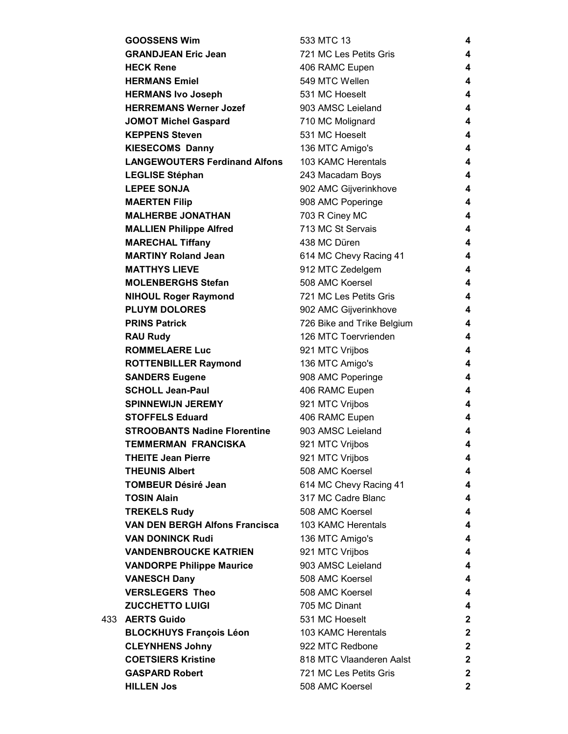| | | | |
|---|---|---|---|
| | **GOOSSENS Wim** | 533 MTC 13 | **4** |
| | **GRANDJEAN Eric Jean** | 721 MC Les Petits Gris | **4** |
| | **HECK Rene** | 406 RAMC Eupen | **4** |
| | **HERMANS Emiel** | 549 MTC Wellen | **4** |
| | **HERMANS Ivo Joseph** | 531 MC Hoeselt | **4** |
| | **HERREMANS Werner Jozef** | 903 AMSC Leieland | **4** |
| | **JOMOT Michel Gaspard** | 710 MC Molignard | **4** |
| | **KEPPENS Steven** | 531 MC Hoeselt | **4** |
| | **KIESECOMS Danny** | 136 MTC Amigo's | **4** |
| | **LANGEWOUTERS Ferdinand Alfons** | 103 KAMC Herentals | **4** |
| | **LEGLISE Stéphan** | 243 Macadam Boys | **4** |
| | **LEPEE SONJA** | 902 AMC Gijverinkhove | **4** |
| | **MAERTEN Filip** | 908 AMC Poperinge | **4** |
| | **MALHERBE JONATHAN** | 703 R Ciney MC | **4** |
| | **MALLIEN Philippe Alfred** | 713 MC St Servais | **4** |
| | **MARECHAL Tiffany** | 438 MC Düren | **4** |
| | **MARTINY Roland Jean** | 614 MC Chevy Racing 41 | **4** |
| | **MATTHYS LIEVE** | 912 MTC Zedelgem | **4** |
| | **MOLENBERGHS Stefan** | 508 AMC Koersel | **4** |
| | **NIHOUL Roger Raymond** | 721 MC Les Petits Gris | **4** |
| | **PLUYM DOLORES** | 902 AMC Gijverinkhove | **4** |
| | **PRINS Patrick** | 726 Bike and Trike Belgium | **4** |
| | **RAU Rudy** | 126 MTC Toervrienden | **4** |
| | **ROMMELAERE Luc** | 921 MTC Vrijbos | **4** |
| | **ROTTENBILLER Raymond** | 136 MTC Amigo's | **4** |
| | **SANDERS Eugene** | 908 AMC Poperinge | **4** |
| | **SCHOLL Jean-Paul** | 406 RAMC Eupen | **4** |
| | **SPINNEWIJN JEREMY** | 921 MTC Vrijbos | **4** |
| | **STOFFELS Eduard** | 406 RAMC Eupen | **4** |
| | **STROOBANTS Nadine Florentine** | 903 AMSC Leieland | **4** |
| | **TEMMERMAN FRANCISKA** | 921 MTC Vrijbos | **4** |
| | **THEITE Jean Pierre** | 921 MTC Vrijbos | **4** |
| | **THEUNIS Albert** | 508 AMC Koersel | **4** |
| | **TOMBEUR Désiré Jean** | 614 MC Chevy Racing 41 | **4** |
| | **TOSIN Alain** | 317 MC Cadre Blanc | **4** |
| | **TREKELS Rudy** | 508 AMC Koersel | **4** |
| | **VAN DEN BERGH Alfons Francisca** | 103 KAMC Herentals | **4** |
| | **VAN DONINCK Rudi** | 136 MTC Amigo's | **4** |
| | **VANDENBROUCKE KATRIEN** | 921 MTC Vrijbos | **4** |
| | **VANDORPE Philippe Maurice** | 903 AMSC Leieland | **4** |
| | **VANESCH Dany** | 508 AMC Koersel | **4** |
| | **VERSLEGERS Theo** | 508 AMC Koersel | **4** |
| | **ZUCCHETTO LUIGI** | 705 MC Dinant | **4** |
| 433 | **AERTS Guido** | 531 MC Hoeselt | **2** |
| | **BLOCKHUYS François Léon** | 103 KAMC Herentals | **2** |
| | **CLEYNHENS Johny** | 922 MTC Redbone | **2** |
| | **COETSIERS Kristine** | 818 MTC Vlaanderen Aalst | **2** |
| | **GASPARD Robert** | 721 MC Les Petits Gris | **2** |
| | **HILLEN Jos** | 508 AMC Koersel | **2** |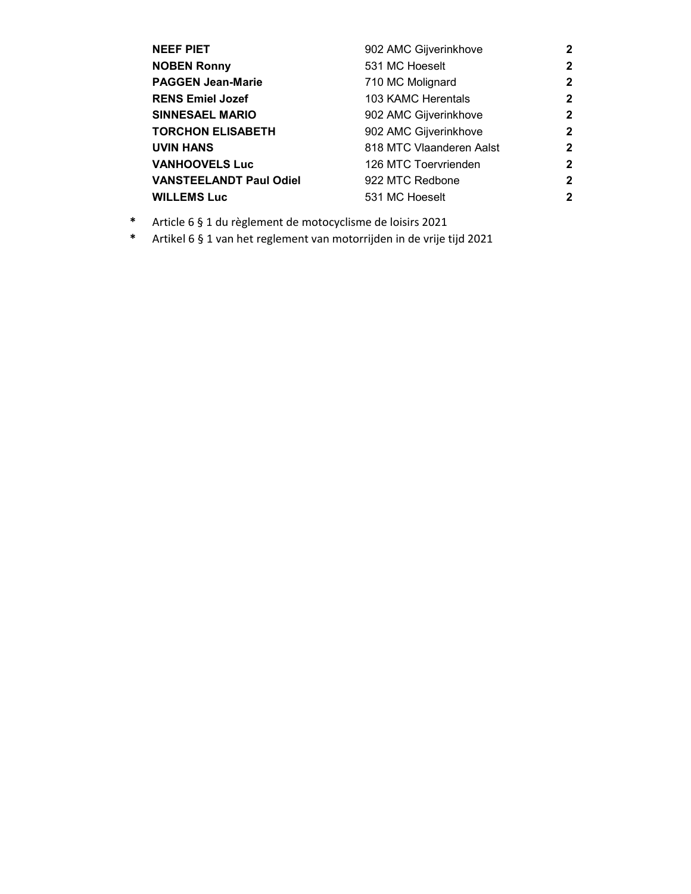| | | |
|---|---|---|
| **NEEF PIET** | 902 AMC Gijverinkhove | **2** |
| **NOBEN Ronny** | 531 MC Hoeselt | **2** |
| **PAGGEN Jean-Marie** | 710 MC Molignard | **2** |
| **RENS Emiel Jozef** | 103 KAMC Herentals | **2** |
| **SINNESAEL MARIO** | 902 AMC Gijverinkhove | **2** |
| **TORCHON ELISABETH** | 902 AMC Gijverinkhove | **2** |
| **UVIN HANS** | 818 MTC Vlaanderen Aalst | **2** |
| **VANHOOVELS Luc** | 126 MTC Toervrienden | **2** |
| **VANSTEELANDT Paul Odiel** | 922 MTC Redbone | **2** |
| **WILLEMS Luc** | 531 MC Hoeselt | **2** |

**\*** Article 6 § 1 du règlement de motocyclisme de loisirs 2021

**\*** Artikel 6 § 1 van het reglement van motorrijden in de vrije tijd 2021